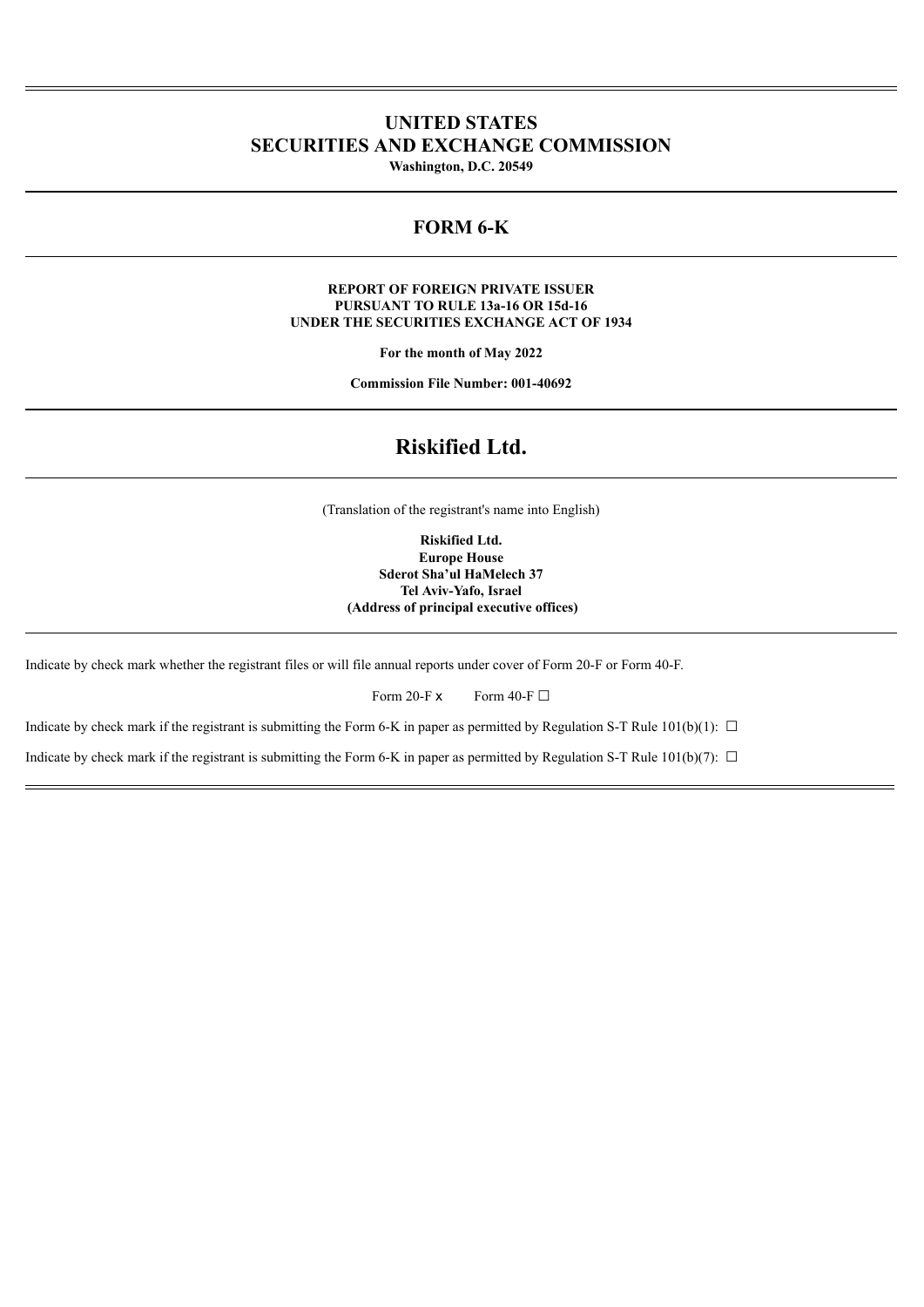# UNITED STATES
# SECURITIES AND EXCHANGE COMMISSION

**Washington, D.C. 20549**

## FORM 6-K

**REPORT OF FOREIGN PRIVATE ISSUER**
**PURSUANT TO RULE 13a-16 OR 15d-16**
**UNDER THE SECURITIES EXCHANGE ACT OF 1934**

**For the month of May 2022**

**Commission File Number: 001-40692**

# Riskified Ltd.

(Translation of the registrant's name into English)

**Riskified Ltd.**
**Europe House**
**Sderot Sha'ul HaMelech 37**
**Tel Aviv-Yafo, Israel**
**(Address of principal executive offices)**

Indicate by check mark whether the registrant files or will file annual reports under cover of Form 20-F or Form 40-F.

Form 20-F x Form 40-F ☐

Indicate by check mark if the registrant is submitting the Form 6-K in paper as permitted by Regulation S-T Rule 101(b)(1): ☐

Indicate by check mark if the registrant is submitting the Form 6-K in paper as permitted by Regulation S-T Rule 101(b)(7): ☐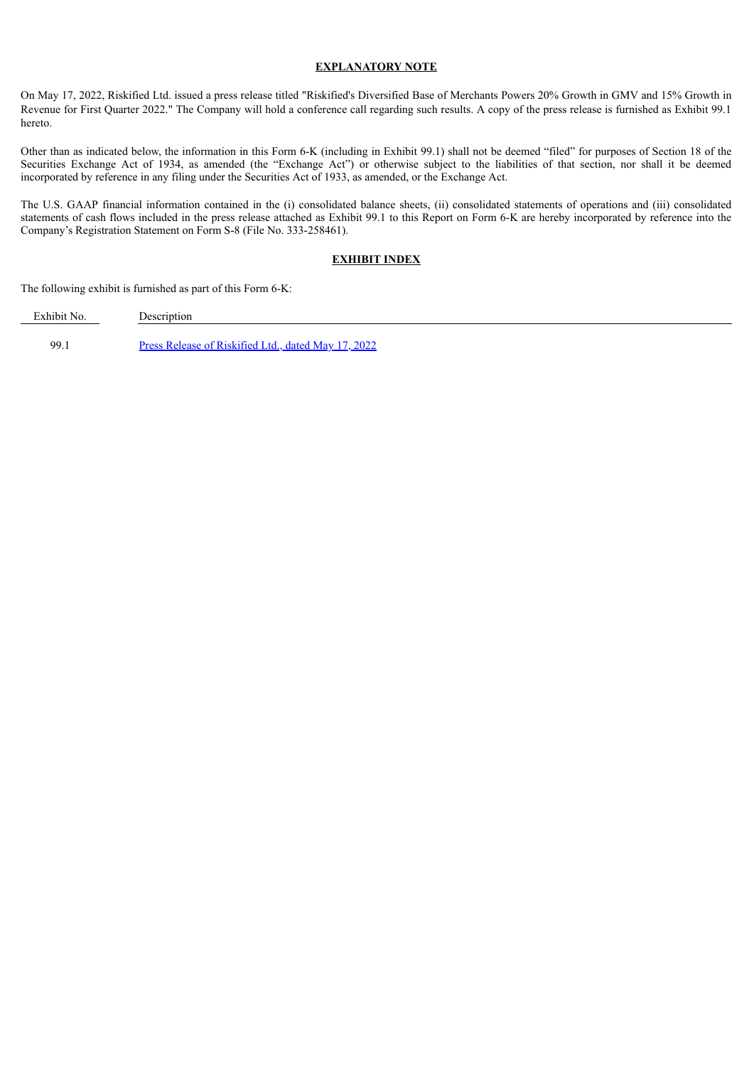## EXPLANATORY NOTE

On May 17, 2022, Riskified Ltd. issued a press release titled "Riskified's Diversified Base of Merchants Powers 20% Growth in GMV and 15% Growth in Revenue for First Quarter 2022." The Company will hold a conference call regarding such results. A copy of the press release is furnished as Exhibit 99.1 hereto.

Other than as indicated below, the information in this Form 6-K (including in Exhibit 99.1) shall not be deemed "filed" for purposes of Section 18 of the Securities Exchange Act of 1934, as amended (the "Exchange Act") or otherwise subject to the liabilities of that section, nor shall it be deemed incorporated by reference in any filing under the Securities Act of 1933, as amended, or the Exchange Act.

The U.S. GAAP financial information contained in the (i) consolidated balance sheets, (ii) consolidated statements of operations and (iii) consolidated statements of cash flows included in the press release attached as Exhibit 99.1 to this Report on Form 6-K are hereby incorporated by reference into the Company's Registration Statement on Form S-8 (File No. 333-258461).

## EXHIBIT INDEX

The following exhibit is furnished as part of this Form 6-K:

| Exhibit No. | Description |
|---|---|
| 99.1 | Press Release of Riskified Ltd., dated May 17, 2022 |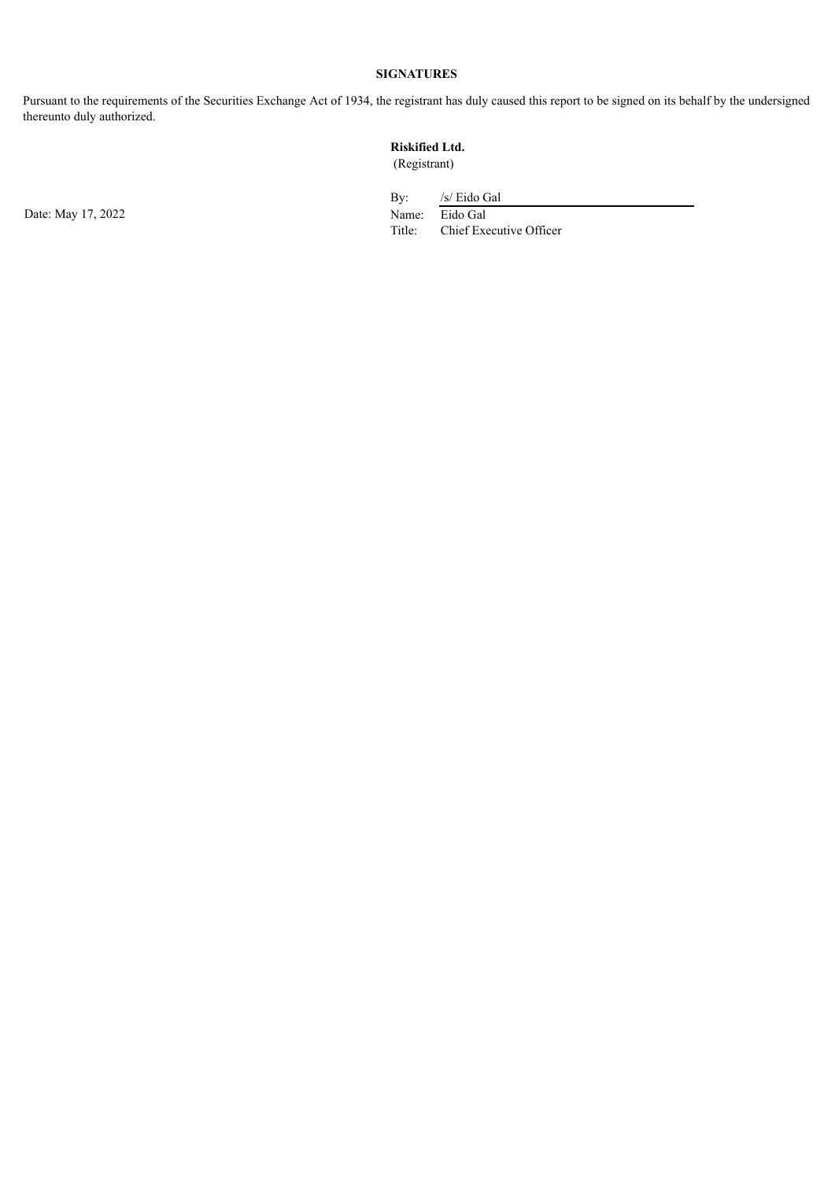**SIGNATURES**

Pursuant to the requirements of the Securities Exchange Act of 1934, the registrant has duly caused this report to be signed on its behalf by the undersigned thereunto duly authorized.

**Riskified Ltd.**
(Registrant)

Date: May 17, 2022

By: /s/ Eido Gal
Name: Eido Gal
Title: Chief Executive Officer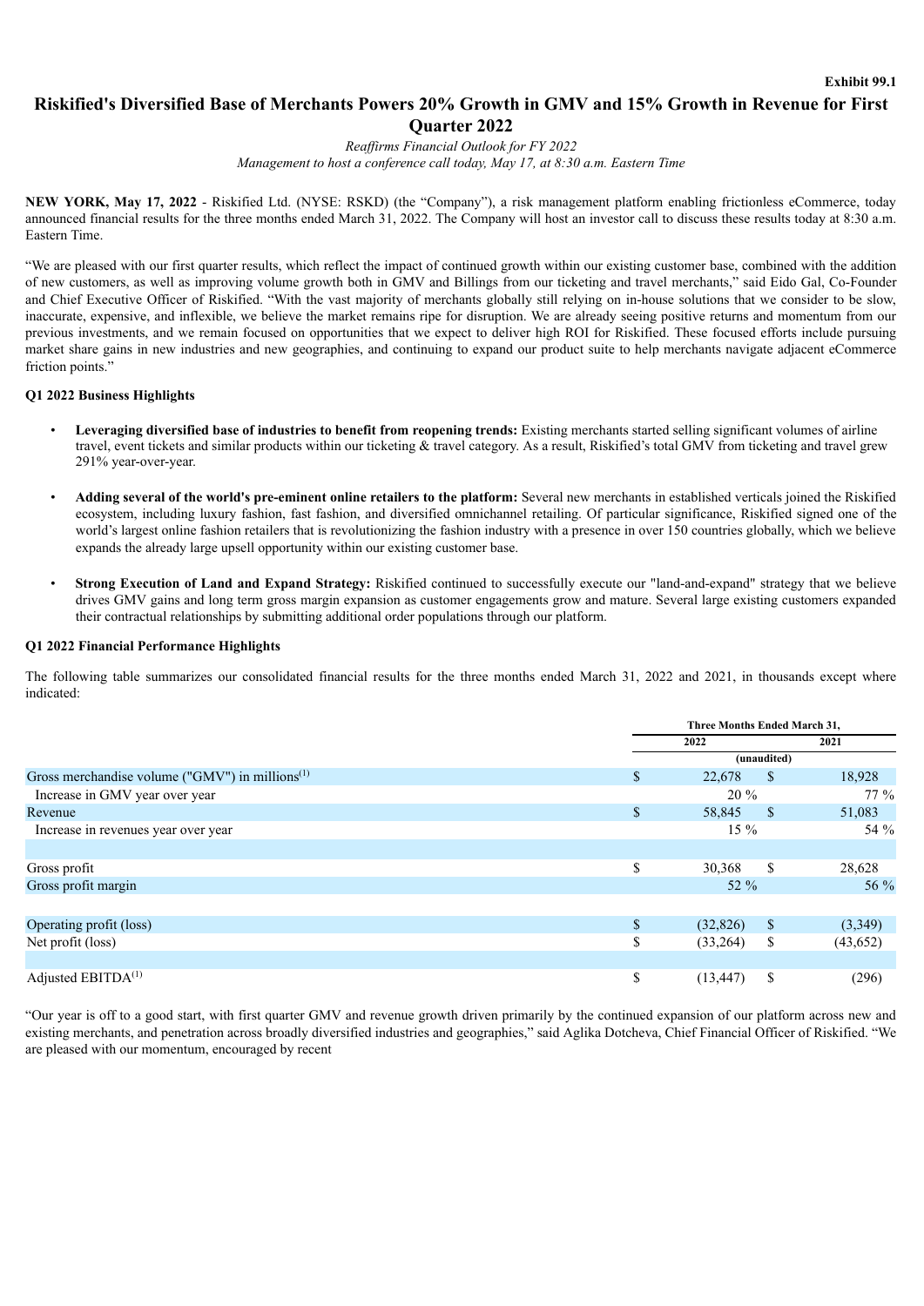**Exhibit 99.1**

# Riskified's Diversified Base of Merchants Powers 20% Growth in GMV and 15% Growth in Revenue for First Quarter 2022

*Reaffirms Financial Outlook for FY 2022*

*Management to host a conference call today, May 17, at 8:30 a.m. Eastern Time*

**NEW YORK, May 17, 2022** - Riskified Ltd. (NYSE: RSKD) (the "Company"), a risk management platform enabling frictionless eCommerce, today announced financial results for the three months ended March 31, 2022. The Company will host an investor call to discuss these results today at 8:30 a.m. Eastern Time.

"We are pleased with our first quarter results, which reflect the impact of continued growth within our existing customer base, combined with the addition of new customers, as well as improving volume growth both in GMV and Billings from our ticketing and travel merchants," said Eido Gal, Co-Founder and Chief Executive Officer of Riskified. "With the vast majority of merchants globally still relying on in-house solutions that we consider to be slow, inaccurate, expensive, and inflexible, we believe the market remains ripe for disruption. We are already seeing positive returns and momentum from our previous investments, and we remain focused on opportunities that we expect to deliver high ROI for Riskified. These focused efforts include pursuing market share gains in new industries and new geographies, and continuing to expand our product suite to help merchants navigate adjacent eCommerce friction points."

### Q1 2022 Business Highlights

- **Leveraging diversified base of industries to benefit from reopening trends:** Existing merchants started selling significant volumes of airline travel, event tickets and similar products within our ticketing & travel category. As a result, Riskified's total GMV from ticketing and travel grew 291% year-over-year.
- **Adding several of the world's pre-eminent online retailers to the platform:** Several new merchants in established verticals joined the Riskified ecosystem, including luxury fashion, fast fashion, and diversified omnichannel retailing. Of particular significance, Riskified signed one of the world's largest online fashion retailers that is revolutionizing the fashion industry with a presence in over 150 countries globally, which we believe expands the already large upsell opportunity within our existing customer base.
- **Strong Execution of Land and Expand Strategy:** Riskified continued to successfully execute our "land-and-expand" strategy that we believe drives GMV gains and long term gross margin expansion as customer engagements grow and mature. Several large existing customers expanded their contractual relationships by submitting additional order populations through our platform.

### Q1 2022 Financial Performance Highlights

The following table summarizes our consolidated financial results for the three months ended March 31, 2022 and 2021, in thousands except where indicated:

| | Three Months Ended March 31, | |
|---|---|---|
| | 2022 | 2021 |
| | (unaudited) | |
| Gross merchandise volume ("GMV") in millions[(1)] | $ 22,678 | $ 18,928 |
| Increase in GMV year over year | 20 % | 77 % |
| Revenue | $ 58,845 | $ 51,083 |
| Increase in revenues year over year | 15 % | 54 % |
| | | |
| Gross profit | $ 30,368 | $ 28,628 |
| Gross profit margin | 52 % | 56 % |
| | | |
| Operating profit (loss) | $ (32,826) | $ (3,349) |
| Net profit (loss) | $ (33,264) | $ (43,652) |
| | | |
| Adjusted EBITDA[(1)] | $ (13,447) | $ (296) |

"Our year is off to a good start, with first quarter GMV and revenue growth driven primarily by the continued expansion of our platform across new and existing merchants, and penetration across broadly diversified industries and geographies," said Aglika Dotcheva, Chief Financial Officer of Riskified. "We are pleased with our momentum, encouraged by recent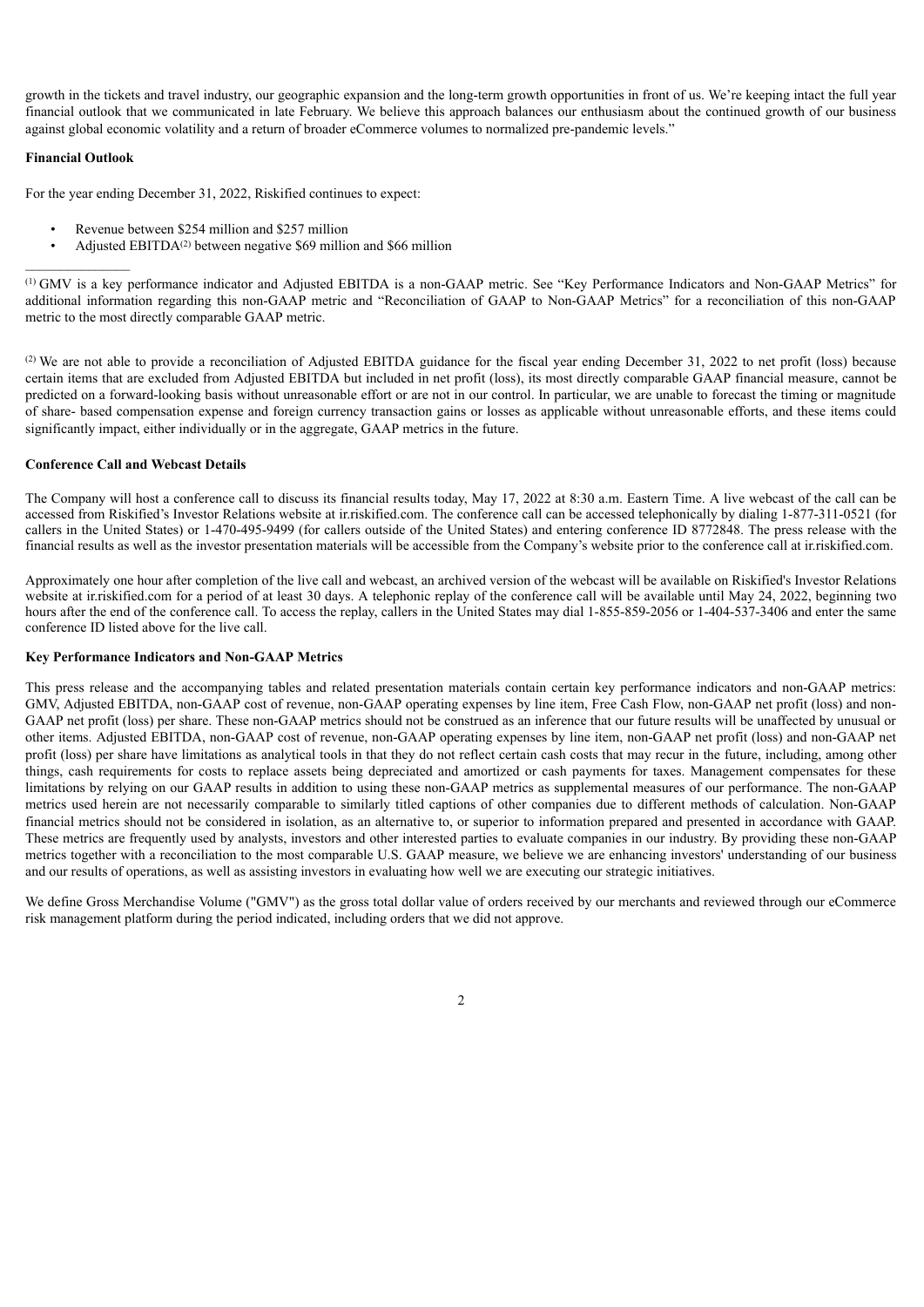growth in the tickets and travel industry, our geographic expansion and the long-term growth opportunities in front of us. We're keeping intact the full year financial outlook that we communicated in late February. We believe this approach balances our enthusiasm about the continued growth of our business against global economic volatility and a return of broader eCommerce volumes to normalized pre-pandemic levels."

**Financial Outlook**

For the year ending December 31, 2022, Riskified continues to expect:

- Revenue between $254 million and $257 million
- Adjusted EBITDA[2] between negative $69 million and $66 million

---

[1] GMV is a key performance indicator and Adjusted EBITDA is a non-GAAP metric. See "Key Performance Indicators and Non-GAAP Metrics" for additional information regarding this non-GAAP metric and "Reconciliation of GAAP to Non-GAAP Metrics" for a reconciliation of this non-GAAP metric to the most directly comparable GAAP metric.

[2] We are not able to provide a reconciliation of Adjusted EBITDA guidance for the fiscal year ending December 31, 2022 to net profit (loss) because certain items that are excluded from Adjusted EBITDA but included in net profit (loss), its most directly comparable GAAP financial measure, cannot be predicted on a forward-looking basis without unreasonable effort or are not in our control. In particular, we are unable to forecast the timing or magnitude of share- based compensation expense and foreign currency transaction gains or losses as applicable without unreasonable efforts, and these items could significantly impact, either individually or in the aggregate, GAAP metrics in the future.

**Conference Call and Webcast Details**

The Company will host a conference call to discuss its financial results today, May 17, 2022 at 8:30 a.m. Eastern Time. A live webcast of the call can be accessed from Riskified's Investor Relations website at ir.riskified.com. The conference call can be accessed telephonically by dialing 1-877-311-0521 (for callers in the United States) or 1-470-495-9499 (for callers outside of the United States) and entering conference ID 8772848. The press release with the financial results as well as the investor presentation materials will be accessible from the Company's website prior to the conference call at ir.riskified.com.

Approximately one hour after completion of the live call and webcast, an archived version of the webcast will be available on Riskified's Investor Relations website at ir.riskified.com for a period of at least 30 days. A telephonic replay of the conference call will be available until May 24, 2022, beginning two hours after the end of the conference call. To access the replay, callers in the United States may dial 1-855-859-2056 or 1-404-537-3406 and enter the same conference ID listed above for the live call.

**Key Performance Indicators and Non-GAAP Metrics**

This press release and the accompanying tables and related presentation materials contain certain key performance indicators and non-GAAP metrics: GMV, Adjusted EBITDA, non-GAAP cost of revenue, non-GAAP operating expenses by line item, Free Cash Flow, non-GAAP net profit (loss) and non-GAAP net profit (loss) per share. These non-GAAP metrics should not be construed as an inference that our future results will be unaffected by unusual or other items. Adjusted EBITDA, non-GAAP cost of revenue, non-GAAP operating expenses by line item, non-GAAP net profit (loss) and non-GAAP net profit (loss) per share have limitations as analytical tools in that they do not reflect certain cash costs that may recur in the future, including, among other things, cash requirements for costs to replace assets being depreciated and amortized or cash payments for taxes. Management compensates for these limitations by relying on our GAAP results in addition to using these non-GAAP metrics as supplemental measures of our performance. The non-GAAP metrics used herein are not necessarily comparable to similarly titled captions of other companies due to different methods of calculation. Non-GAAP financial metrics should not be considered in isolation, as an alternative to, or superior to information prepared and presented in accordance with GAAP. These metrics are frequently used by analysts, investors and other interested parties to evaluate companies in our industry. By providing these non-GAAP metrics together with a reconciliation to the most comparable U.S. GAAP measure, we believe we are enhancing investors' understanding of our business and our results of operations, as well as assisting investors in evaluating how well we are executing our strategic initiatives.

We define Gross Merchandise Volume ("GMV") as the gross total dollar value of orders received by our merchants and reviewed through our eCommerce risk management platform during the period indicated, including orders that we did not approve.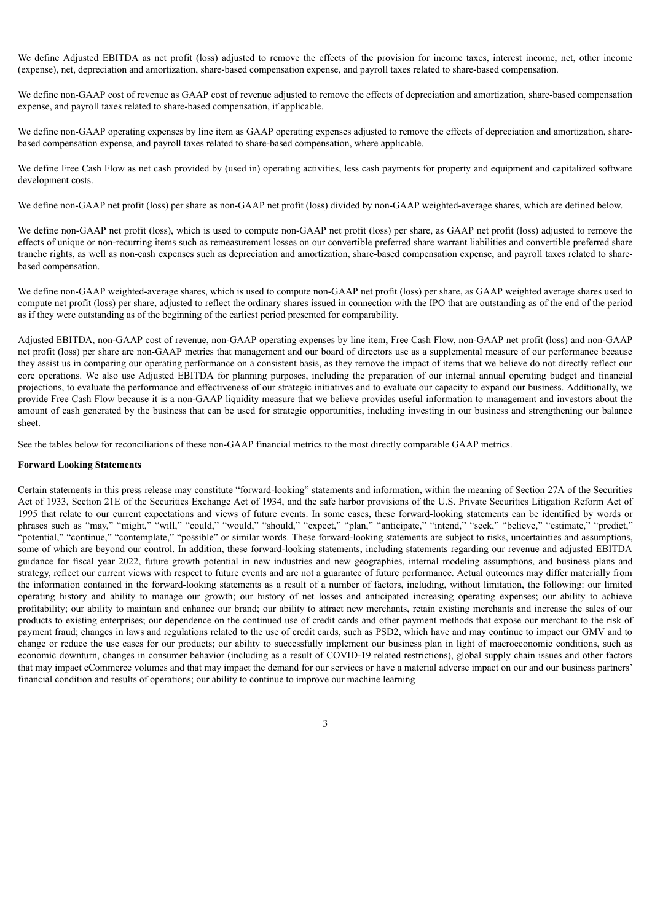We define Adjusted EBITDA as net profit (loss) adjusted to remove the effects of the provision for income taxes, interest income, net, other income (expense), net, depreciation and amortization, share-based compensation expense, and payroll taxes related to share-based compensation.

We define non-GAAP cost of revenue as GAAP cost of revenue adjusted to remove the effects of depreciation and amortization, share-based compensation expense, and payroll taxes related to share-based compensation, if applicable.

We define non-GAAP operating expenses by line item as GAAP operating expenses adjusted to remove the effects of depreciation and amortization, share-based compensation expense, and payroll taxes related to share-based compensation, where applicable.

We define Free Cash Flow as net cash provided by (used in) operating activities, less cash payments for property and equipment and capitalized software development costs.

We define non-GAAP net profit (loss) per share as non-GAAP net profit (loss) divided by non-GAAP weighted-average shares, which are defined below.

We define non-GAAP net profit (loss), which is used to compute non-GAAP net profit (loss) per share, as GAAP net profit (loss) adjusted to remove the effects of unique or non-recurring items such as remeasurement losses on our convertible preferred share warrant liabilities and convertible preferred share tranche rights, as well as non-cash expenses such as depreciation and amortization, share-based compensation expense, and payroll taxes related to share-based compensation.

We define non-GAAP weighted-average shares, which is used to compute non-GAAP net profit (loss) per share, as GAAP weighted average shares used to compute net profit (loss) per share, adjusted to reflect the ordinary shares issued in connection with the IPO that are outstanding as of the end of the period as if they were outstanding as of the beginning of the earliest period presented for comparability.

Adjusted EBITDA, non-GAAP cost of revenue, non-GAAP operating expenses by line item, Free Cash Flow, non-GAAP net profit (loss) and non-GAAP net profit (loss) per share are non-GAAP metrics that management and our board of directors use as a supplemental measure of our performance because they assist us in comparing our operating performance on a consistent basis, as they remove the impact of items that we believe do not directly reflect our core operations. We also use Adjusted EBITDA for planning purposes, including the preparation of our internal annual operating budget and financial projections, to evaluate the performance and effectiveness of our strategic initiatives and to evaluate our capacity to expand our business. Additionally, we provide Free Cash Flow because it is a non-GAAP liquidity measure that we believe provides useful information to management and investors about the amount of cash generated by the business that can be used for strategic opportunities, including investing in our business and strengthening our balance sheet.

See the tables below for reconciliations of these non-GAAP financial metrics to the most directly comparable GAAP metrics.

**Forward Looking Statements**

Certain statements in this press release may constitute "forward-looking" statements and information, within the meaning of Section 27A of the Securities Act of 1933, Section 21E of the Securities Exchange Act of 1934, and the safe harbor provisions of the U.S. Private Securities Litigation Reform Act of 1995 that relate to our current expectations and views of future events. In some cases, these forward-looking statements can be identified by words or phrases such as "may," "might," "will," "could," "would," "should," "expect," "plan," "anticipate," "intend," "seek," "believe," "estimate," "predict," "potential," "continue," "contemplate," "possible" or similar words. These forward-looking statements are subject to risks, uncertainties and assumptions, some of which are beyond our control. In addition, these forward-looking statements, including statements regarding our revenue and adjusted EBITDA guidance for fiscal year 2022, future growth potential in new industries and new geographies, internal modeling assumptions, and business plans and strategy, reflect our current views with respect to future events and are not a guarantee of future performance. Actual outcomes may differ materially from the information contained in the forward-looking statements as a result of a number of factors, including, without limitation, the following: our limited operating history and ability to manage our growth; our history of net losses and anticipated increasing operating expenses; our ability to achieve profitability; our ability to maintain and enhance our brand; our ability to attract new merchants, retain existing merchants and increase the sales of our products to existing enterprises; our dependence on the continued use of credit cards and other payment methods that expose our merchant to the risk of payment fraud; changes in laws and regulations related to the use of credit cards, such as PSD2, which have and may continue to impact our GMV and to change or reduce the use cases for our products; our ability to successfully implement our business plan in light of macroeconomic conditions, such as economic downturn, changes in consumer behavior (including as a result of COVID-19 related restrictions), global supply chain issues and other factors that may impact eCommerce volumes and that may impact the demand for our services or have a material adverse impact on our and our business partners' financial condition and results of operations; our ability to continue to improve our machine learning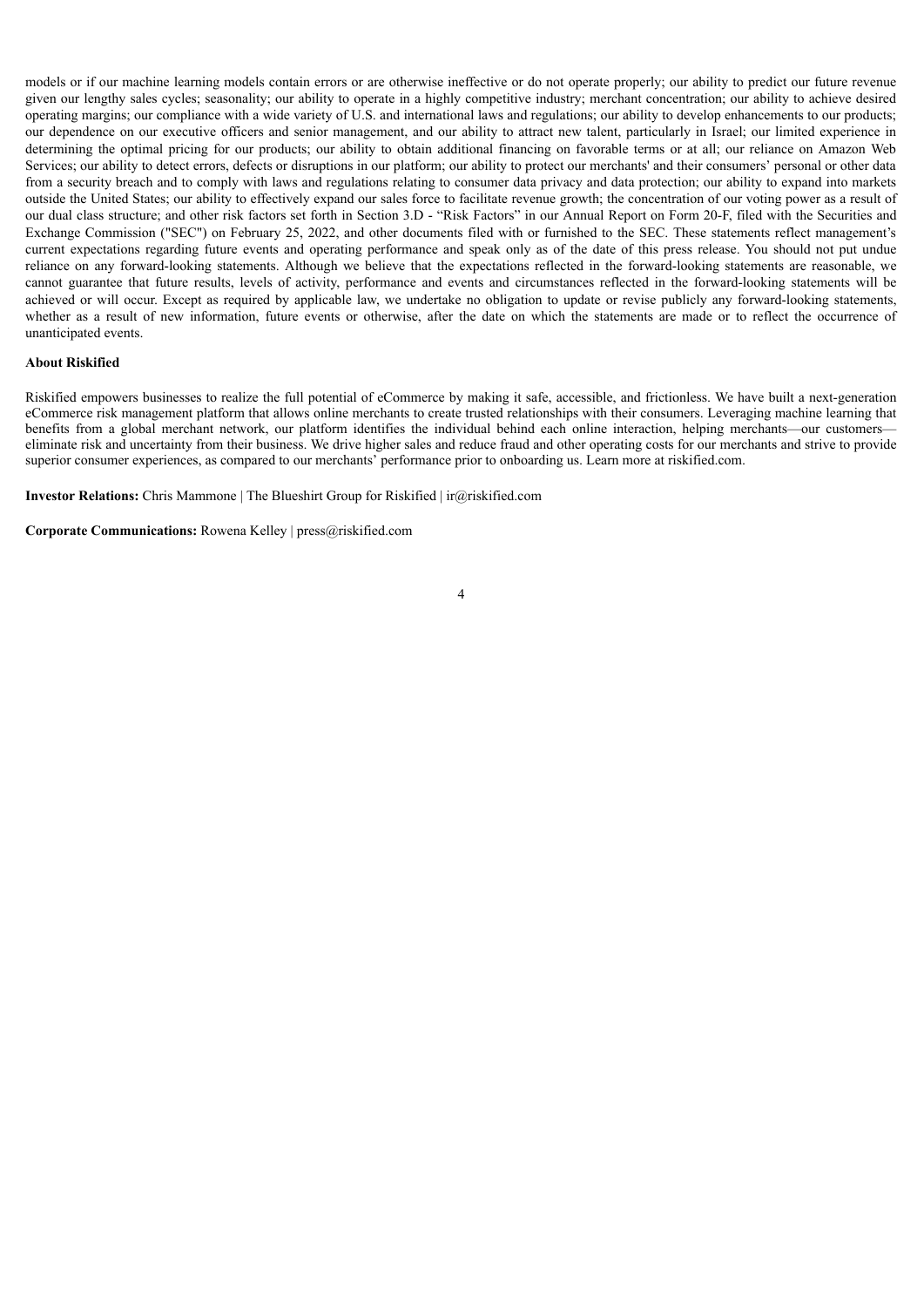models or if our machine learning models contain errors or are otherwise ineffective or do not operate properly; our ability to predict our future revenue given our lengthy sales cycles; seasonality; our ability to operate in a highly competitive industry; merchant concentration; our ability to achieve desired operating margins; our compliance with a wide variety of U.S. and international laws and regulations; our ability to develop enhancements to our products; our dependence on our executive officers and senior management, and our ability to attract new talent, particularly in Israel; our limited experience in determining the optimal pricing for our products; our ability to obtain additional financing on favorable terms or at all; our reliance on Amazon Web Services; our ability to detect errors, defects or disruptions in our platform; our ability to protect our merchants' and their consumers' personal or other data from a security breach and to comply with laws and regulations relating to consumer data privacy and data protection; our ability to expand into markets outside the United States; our ability to effectively expand our sales force to facilitate revenue growth; the concentration of our voting power as a result of our dual class structure; and other risk factors set forth in Section 3.D - "Risk Factors" in our Annual Report on Form 20-F, filed with the Securities and Exchange Commission ("SEC") on February 25, 2022, and other documents filed with or furnished to the SEC. These statements reflect management's current expectations regarding future events and operating performance and speak only as of the date of this press release. You should not put undue reliance on any forward-looking statements. Although we believe that the expectations reflected in the forward-looking statements are reasonable, we cannot guarantee that future results, levels of activity, performance and events and circumstances reflected in the forward-looking statements will be achieved or will occur. Except as required by applicable law, we undertake no obligation to update or revise publicly any forward-looking statements, whether as a result of new information, future events or otherwise, after the date on which the statements are made or to reflect the occurrence of unanticipated events.

**About Riskified**

Riskified empowers businesses to realize the full potential of eCommerce by making it safe, accessible, and frictionless. We have built a next-generation eCommerce risk management platform that allows online merchants to create trusted relationships with their consumers. Leveraging machine learning that benefits from a global merchant network, our platform identifies the individual behind each online interaction, helping merchants—our customers—eliminate risk and uncertainty from their business. We drive higher sales and reduce fraud and other operating costs for our merchants and strive to provide superior consumer experiences, as compared to our merchants' performance prior to onboarding us. Learn more at riskified.com.

**Investor Relations:** Chris Mammone | The Blueshirt Group for Riskified | ir@riskified.com

**Corporate Communications:** Rowena Kelley | press@riskified.com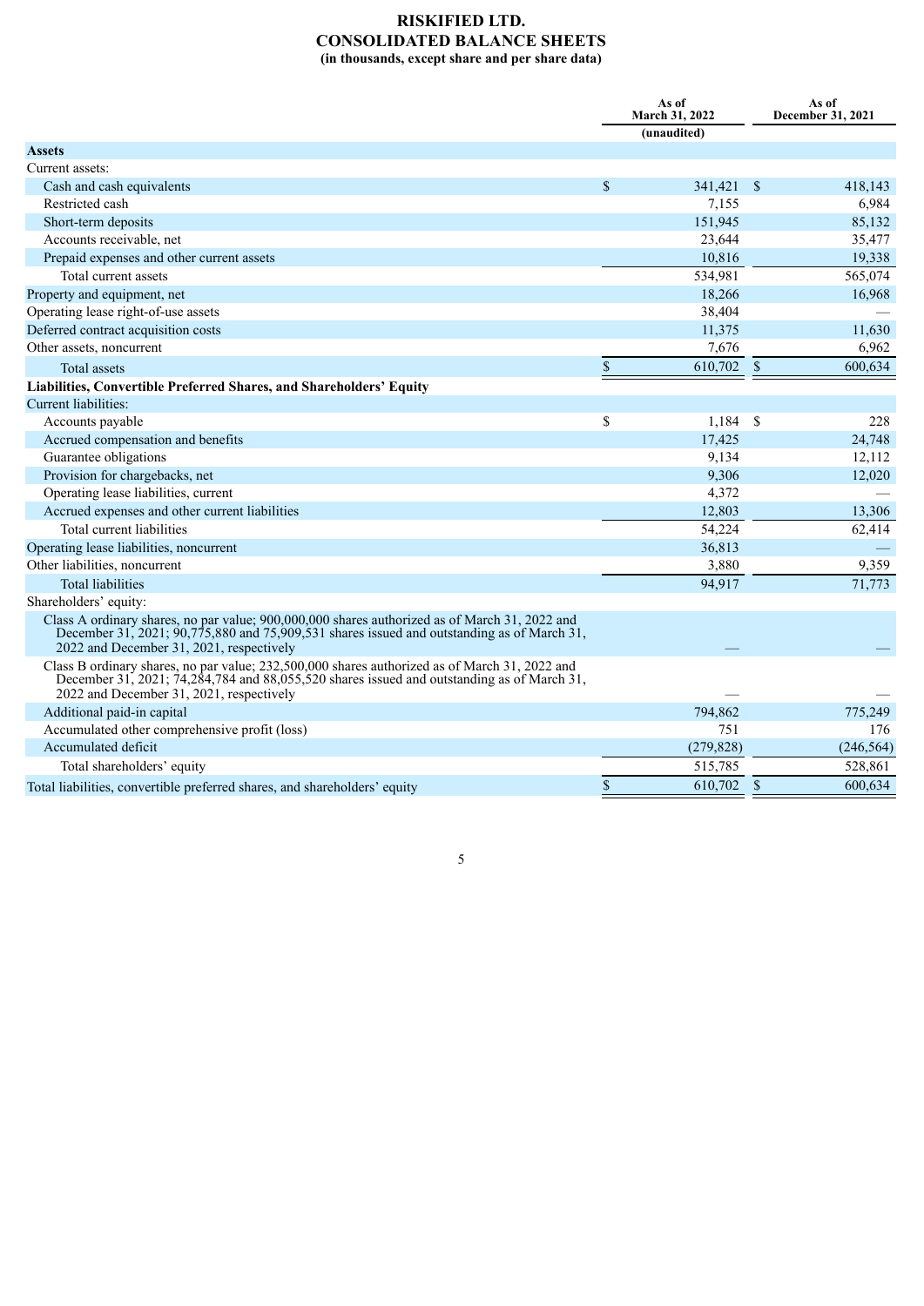# RISKIFIED LTD.
## CONSOLIDATED BALANCE SHEETS
**(in thousands, except share and per share data)**

| | As of March 31, 2022 (unaudited) | As of December 31, 2021 |
|---|---|---|
| **Assets** | | |
| Current assets: | | |
| Cash and cash equivalents | $ 341,421 | $ 418,143 |
| Restricted cash | 7,155 | 6,984 |
| Short-term deposits | 151,945 | 85,132 |
| Accounts receivable, net | 23,644 | 35,477 |
| Prepaid expenses and other current assets | 10,816 | 19,338 |
| Total current assets | 534,981 | 565,074 |
| Property and equipment, net | 18,266 | 16,968 |
| Operating lease right-of-use assets | 38,404 | — |
| Deferred contract acquisition costs | 11,375 | 11,630 |
| Other assets, noncurrent | 7,676 | 6,962 |
| Total assets | $ 610,702 | $ 600,634 |
| **Liabilities, Convertible Preferred Shares, and Shareholders' Equity** | | |
| Current liabilities: | | |
| Accounts payable | $ 1,184 | $ 228 |
| Accrued compensation and benefits | 17,425 | 24,748 |
| Guarantee obligations | 9,134 | 12,112 |
| Provision for chargebacks, net | 9,306 | 12,020 |
| Operating lease liabilities, current | 4,372 | — |
| Accrued expenses and other current liabilities | 12,803 | 13,306 |
| Total current liabilities | 54,224 | 62,414 |
| Operating lease liabilities, noncurrent | 36,813 | — |
| Other liabilities, noncurrent | 3,880 | 9,359 |
| Total liabilities | 94,917 | 71,773 |
| Shareholders' equity: | | |
| Class A ordinary shares, no par value; 900,000,000 shares authorized as of March 31, 2022 and December 31, 2021; 90,775,880 and 75,909,531 shares issued and outstanding as of March 31, 2022 and December 31, 2021, respectively | — | — |
| Class B ordinary shares, no par value; 232,500,000 shares authorized as of March 31, 2022 and December 31, 2021; 74,284,784 and 88,055,520 shares issued and outstanding as of March 31, 2022 and December 31, 2021, respectively | — | — |
| Additional paid-in capital | 794,862 | 775,249 |
| Accumulated other comprehensive profit (loss) | 751 | 176 |
| Accumulated deficit | (279,828) | (246,564) |
| Total shareholders' equity | 515,785 | 528,861 |
| Total liabilities, convertible preferred shares, and shareholders' equity | $ 610,702 | $ 600,634 |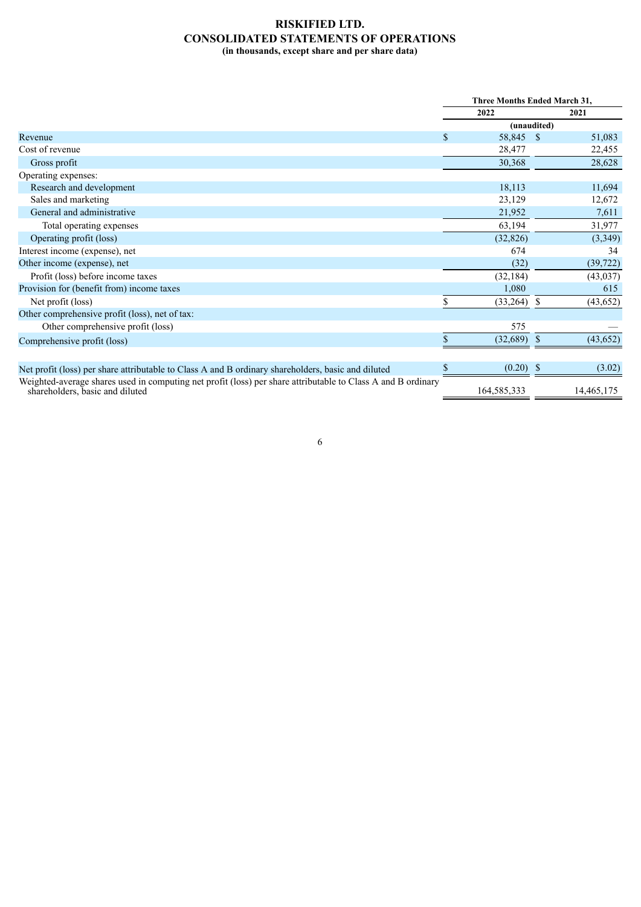# RISKIFIED LTD.
# CONSOLIDATED STATEMENTS OF OPERATIONS
**(in thousands, except share and per share data)**

| | Three Months Ended March 31, | |
|---|---|---|
| | 2022 | 2021 |
| | (unaudited) | |
| Revenue | $ 58,845 | $ 51,083 |
| Cost of revenue | 28,477 | 22,455 |
| Gross profit | 30,368 | 28,628 |
| Operating expenses: | | |
| Research and development | 18,113 | 11,694 |
| Sales and marketing | 23,129 | 12,672 |
| General and administrative | 21,952 | 7,611 |
| Total operating expenses | 63,194 | 31,977 |
| Operating profit (loss) | (32,826) | (3,349) |
| Interest income (expense), net | 674 | 34 |
| Other income (expense), net | (32) | (39,722) |
| Profit (loss) before income taxes | (32,184) | (43,037) |
| Provision for (benefit from) income taxes | 1,080 | 615 |
| Net profit (loss) | $ (33,264) | $ (43,652) |
| Other comprehensive profit (loss), net of tax: | | |
| Other comprehensive profit (loss) | 575 | — |
| Comprehensive profit (loss) | $ (32,689) | $ (43,652) |
| | | |
| Net profit (loss) per share attributable to Class A and B ordinary shareholders, basic and diluted | $ (0.20) | $ (3.02) |
| Weighted-average shares used in computing net profit (loss) per share attributable to Class A and B ordinary shareholders, basic and diluted | 164,585,333 | 14,465,175 |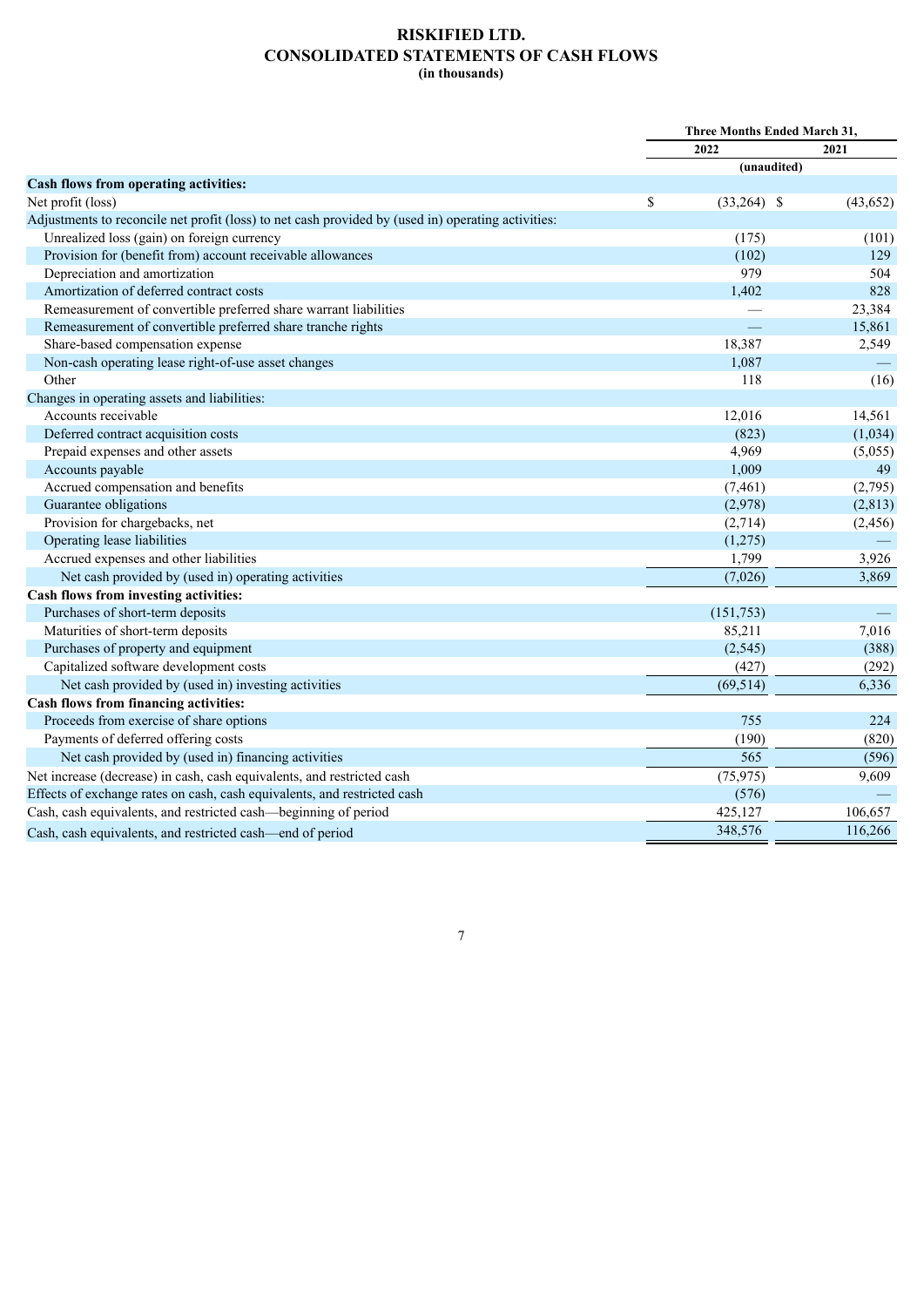# RISKIFIED LTD.
## CONSOLIDATED STATEMENTS OF CASH FLOWS
**(in thousands)**

| | Three Months Ended March 31, | |
|---|---|---|
| | 2022 | 2021 |
| | (unaudited) | |
| **Cash flows from operating activities:** | | |
| Net profit (loss) | $ (33,264) | $ (43,652) |
| Adjustments to reconcile net profit (loss) to net cash provided by (used in) operating activities: | | |
| Unrealized loss (gain) on foreign currency | (175) | (101) |
| Provision for (benefit from) account receivable allowances | (102) | 129 |
| Depreciation and amortization | 979 | 504 |
| Amortization of deferred contract costs | 1,402 | 828 |
| Remeasurement of convertible preferred share warrant liabilities | — | 23,384 |
| Remeasurement of convertible preferred share tranche rights | — | 15,861 |
| Share-based compensation expense | 18,387 | 2,549 |
| Non-cash operating lease right-of-use asset changes | 1,087 | — |
| Other | 118 | (16) |
| Changes in operating assets and liabilities: | | |
| Accounts receivable | 12,016 | 14,561 |
| Deferred contract acquisition costs | (823) | (1,034) |
| Prepaid expenses and other assets | 4,969 | (5,055) |
| Accounts payable | 1,009 | 49 |
| Accrued compensation and benefits | (7,461) | (2,795) |
| Guarantee obligations | (2,978) | (2,813) |
| Provision for chargebacks, net | (2,714) | (2,456) |
| Operating lease liabilities | (1,275) | — |
| Accrued expenses and other liabilities | 1,799 | 3,926 |
| Net cash provided by (used in) operating activities | (7,026) | 3,869 |
| **Cash flows from investing activities:** | | |
| Purchases of short-term deposits | (151,753) | — |
| Maturities of short-term deposits | 85,211 | 7,016 |
| Purchases of property and equipment | (2,545) | (388) |
| Capitalized software development costs | (427) | (292) |
| Net cash provided by (used in) investing activities | (69,514) | 6,336 |
| **Cash flows from financing activities:** | | |
| Proceeds from exercise of share options | 755 | 224 |
| Payments of deferred offering costs | (190) | (820) |
| Net cash provided by (used in) financing activities | 565 | (596) |
| Net increase (decrease) in cash, cash equivalents, and restricted cash | (75,975) | 9,609 |
| Effects of exchange rates on cash, cash equivalents, and restricted cash | (576) | — |
| Cash, cash equivalents, and restricted cash—beginning of period | 425,127 | 106,657 |
| Cash, cash equivalents, and restricted cash—end of period | 348,576 | 116,266 |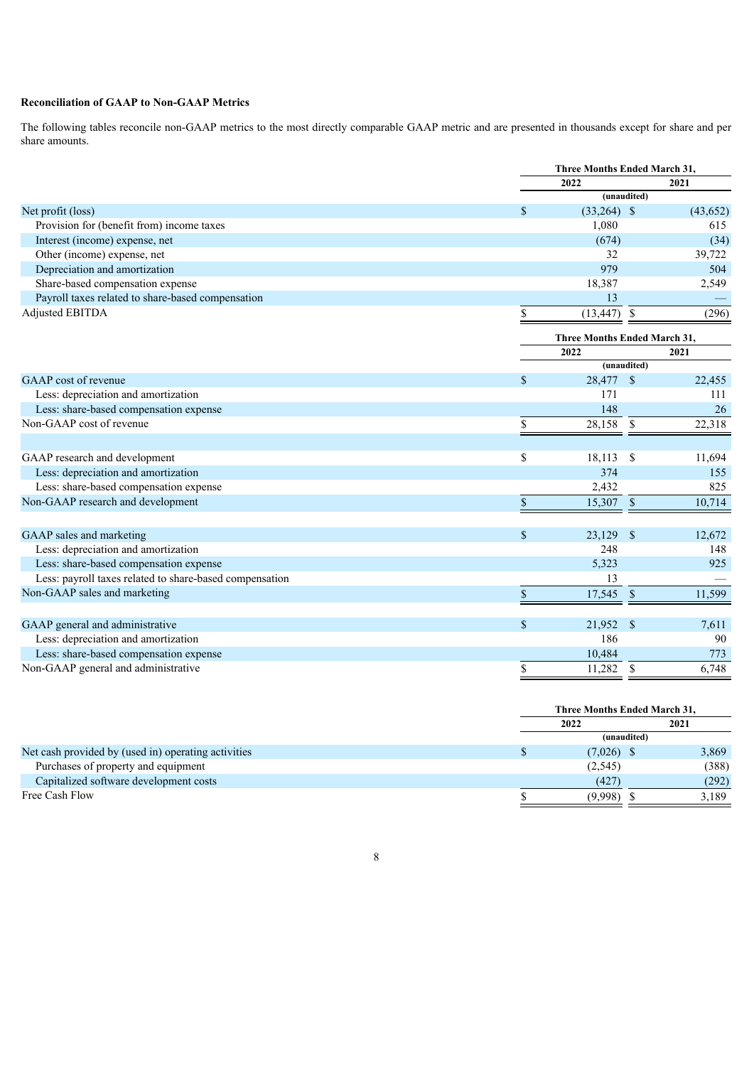**Reconciliation of GAAP to Non-GAAP Metrics**

The following tables reconcile non-GAAP metrics to the most directly comparable GAAP metric and are presented in thousands except for share and per share amounts.

| | Three Months Ended March 31, | |
|---|---|---|
| | 2022 | 2021 |
| | (unaudited) | |
| Net profit (loss) | $ (33,264) | $ (43,652) |
| Provision for (benefit from) income taxes | 1,080 | 615 |
| Interest (income) expense, net | (674) | (34) |
| Other (income) expense, net | 32 | 39,722 |
| Depreciation and amortization | 979 | 504 |
| Share-based compensation expense | 18,387 | 2,549 |
| Payroll taxes related to share-based compensation | 13 | — |
| Adjusted EBITDA | $ (13,447) | $ (296) |

| | Three Months Ended March 31, | |
|---|---|---|
| | 2022 | 2021 |
| | (unaudited) | |
| GAAP cost of revenue | $ 28,477 | $ 22,455 |
| Less: depreciation and amortization | 171 | 111 |
| Less: share-based compensation expense | 148 | 26 |
| Non-GAAP cost of revenue | $ 28,158 | $ 22,318 |
| | | |
| GAAP research and development | $ 18,113 | $ 11,694 |
| Less: depreciation and amortization | 374 | 155 |
| Less: share-based compensation expense | 2,432 | 825 |
| Non-GAAP research and development | $ 15,307 | $ 10,714 |
| | | |
| GAAP sales and marketing | $ 23,129 | $ 12,672 |
| Less: depreciation and amortization | 248 | 148 |
| Less: share-based compensation expense | 5,323 | 925 |
| Less: payroll taxes related to share-based compensation | 13 | — |
| Non-GAAP sales and marketing | $ 17,545 | $ 11,599 |
| | | |
| GAAP general and administrative | $ 21,952 | $ 7,611 |
| Less: depreciation and amortization | 186 | 90 |
| Less: share-based compensation expense | 10,484 | 773 |
| Non-GAAP general and administrative | $ 11,282 | $ 6,748 |

| | Three Months Ended March 31, | |
|---|---|---|
| | 2022 | 2021 |
| | (unaudited) | |
| Net cash provided by (used in) operating activities | $ (7,026) | $ 3,869 |
| Purchases of property and equipment | (2,545) | (388) |
| Capitalized software development costs | (427) | (292) |
| Free Cash Flow | $ (9,998) | $ 3,189 |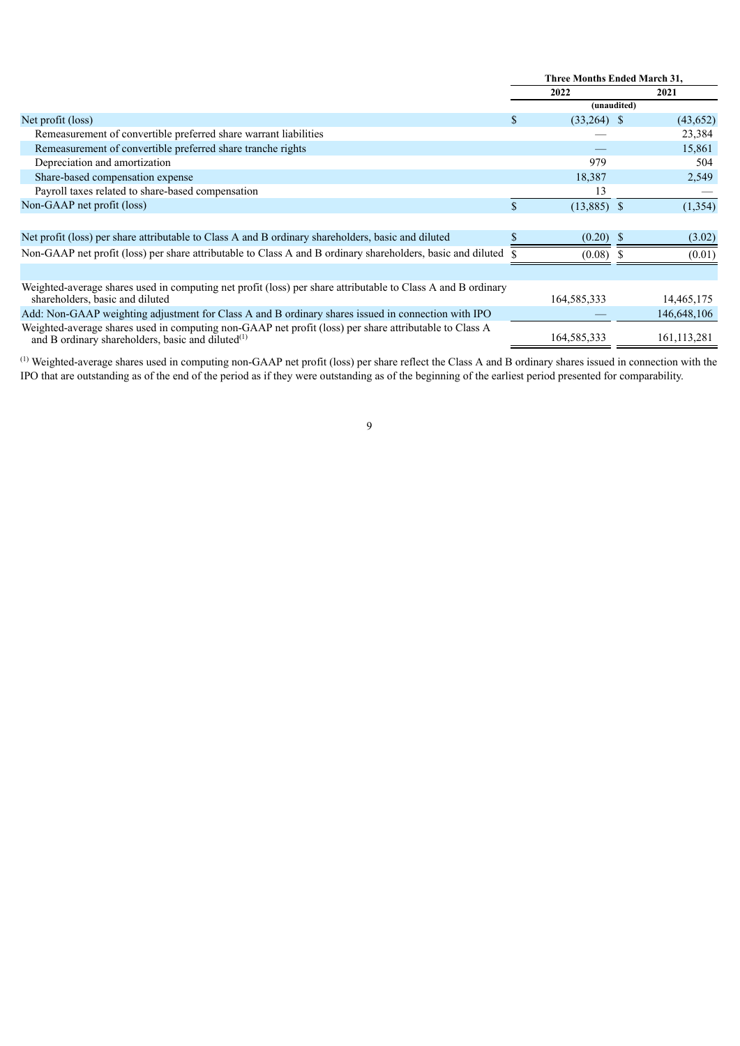| | Three Months Ended March 31, | |
|---|---|---|
| | 2022 | 2021 |
| | (unaudited) | |
| Net profit (loss) | $ (33,264) | $ (43,652) |
| Remeasurement of convertible preferred share warrant liabilities | — | 23,384 |
| Remeasurement of convertible preferred share tranche rights | — | 15,861 |
| Depreciation and amortization | 979 | 504 |
| Share-based compensation expense | 18,387 | 2,549 |
| Payroll taxes related to share-based compensation | 13 | — |
| Non-GAAP net profit (loss) | $ (13,885) | $ (1,354) |
| | | |
| Net profit (loss) per share attributable to Class A and B ordinary shareholders, basic and diluted | $ (0.20) | $ (3.02) |
| Non-GAAP net profit (loss) per share attributable to Class A and B ordinary shareholders, basic and diluted | $ (0.08) | $ (0.01) |
| | | |
| Weighted-average shares used in computing net profit (loss) per share attributable to Class A and B ordinary shareholders, basic and diluted | 164,585,333 | 14,465,175 |
| Add: Non-GAAP weighting adjustment for Class A and B ordinary shares issued in connection with IPO | — | 146,648,106 |
| Weighted-average shares used in computing non-GAAP net profit (loss) per share attributable to Class A and B ordinary shareholders, basic and diluted[(1)] | 164,585,333 | 161,113,281 |

[(1)] Weighted-average shares used in computing non-GAAP net profit (loss) per share reflect the Class A and B ordinary shares issued in connection with the IPO that are outstanding as of the end of the period as if they were outstanding as of the beginning of the earliest period presented for comparability.